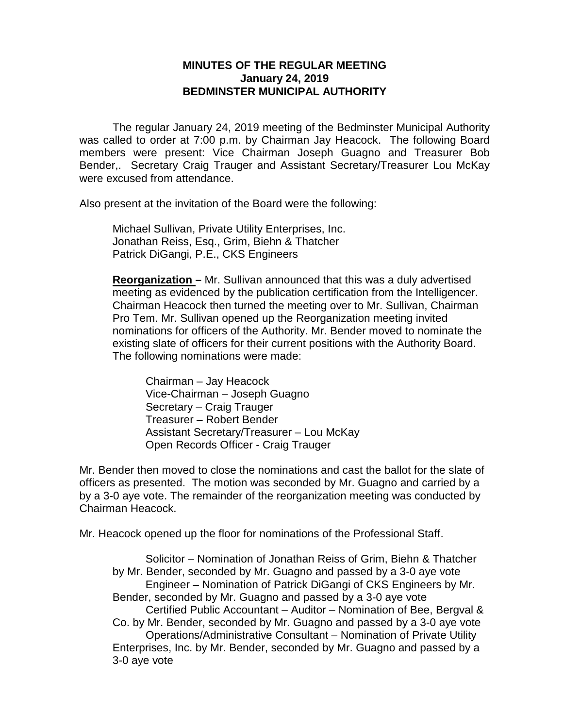**MINUTES OF THE REGULAR MEETING**
**January 24, 2019**
**BEDMINSTER MUNICIPAL AUTHORITY**

The regular January 24, 2019 meeting of the Bedminster Municipal Authority was called to order at 7:00 p.m. by Chairman Jay Heacock. The following Board members were present: Vice Chairman Joseph Guagno and Treasurer Bob Bender,. Secretary Craig Trauger and Assistant Secretary/Treasurer Lou McKay were excused from attendance.

Also present at the invitation of the Board were the following:

Michael Sullivan, Private Utility Enterprises, Inc.
Jonathan Reiss, Esq., Grim, Biehn & Thatcher
Patrick DiGangi, P.E., CKS Engineers

**Reorganization –** Mr. Sullivan announced that this was a duly advertised meeting as evidenced by the publication certification from the Intelligencer. Chairman Heacock then turned the meeting over to Mr. Sullivan, Chairman Pro Tem. Mr. Sullivan opened up the Reorganization meeting invited nominations for officers of the Authority. Mr. Bender moved to nominate the existing slate of officers for their current positions with the Authority Board. The following nominations were made:

Chairman – Jay Heacock
Vice-Chairman – Joseph Guagno
Secretary – Craig Trauger
Treasurer – Robert Bender
Assistant Secretary/Treasurer – Lou McKay
Open Records Officer - Craig Trauger

Mr. Bender then moved to close the nominations and cast the ballot for the slate of officers as presented. The motion was seconded by Mr. Guagno and carried by a by a 3-0 aye vote. The remainder of the reorganization meeting was conducted by Chairman Heacock.

Mr. Heacock opened up the floor for nominations of the Professional Staff.

Solicitor – Nomination of Jonathan Reiss of Grim, Biehn & Thatcher by Mr. Bender, seconded by Mr. Guagno and passed by a 3-0 aye vote

Engineer – Nomination of Patrick DiGangi of CKS Engineers by Mr. Bender, seconded by Mr. Guagno and passed by a 3-0 aye vote

Certified Public Accountant – Auditor – Nomination of Bee, Bergval & Co. by Mr. Bender, seconded by Mr. Guagno and passed by a 3-0 aye vote

Operations/Administrative Consultant – Nomination of Private Utility Enterprises, Inc. by Mr. Bender, seconded by Mr. Guagno and passed by a 3-0 aye vote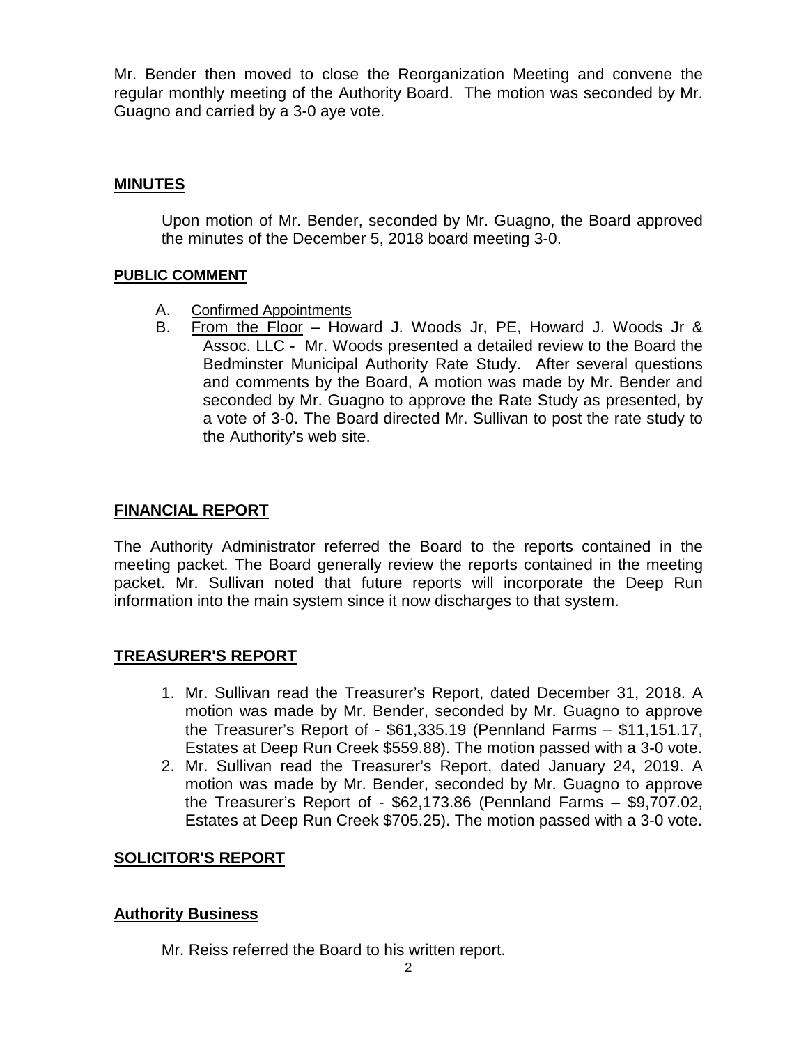Mr. Bender then moved to close the Reorganization Meeting and convene the regular monthly meeting of the Authority Board. The motion was seconded by Mr. Guagno and carried by a 3-0 aye vote.

## MINUTES

Upon motion of Mr. Bender, seconded by Mr. Guagno, the Board approved the minutes of the December 5, 2018 board meeting 3-0.

### PUBLIC COMMENT

A. Confirmed Appointments
B. From the Floor – Howard J. Woods Jr, PE, Howard J. Woods Jr & Assoc. LLC - Mr. Woods presented a detailed review to the Board the Bedminster Municipal Authority Rate Study. After several questions and comments by the Board, A motion was made by Mr. Bender and seconded by Mr. Guagno to approve the Rate Study as presented, by a vote of 3-0. The Board directed Mr. Sullivan to post the rate study to the Authority's web site.

## FINANCIAL REPORT

The Authority Administrator referred the Board to the reports contained in the meeting packet. The Board generally review the reports contained in the meeting packet. Mr. Sullivan noted that future reports will incorporate the Deep Run information into the main system since it now discharges to that system.

## TREASURER'S REPORT

1. Mr. Sullivan read the Treasurer's Report, dated December 31, 2018. A motion was made by Mr. Bender, seconded by Mr. Guagno to approve the Treasurer's Report of - $61,335.19 (Pennland Farms – $11,151.17, Estates at Deep Run Creek $559.88). The motion passed with a 3-0 vote.
2. Mr. Sullivan read the Treasurer's Report, dated January 24, 2019. A motion was made by Mr. Bender, seconded by Mr. Guagno to approve the Treasurer's Report of - $62,173.86 (Pennland Farms – $9,707.02, Estates at Deep Run Creek $705.25). The motion passed with a 3-0 vote.

## SOLICITOR'S REPORT

## Authority Business

Mr. Reiss referred the Board to his written report.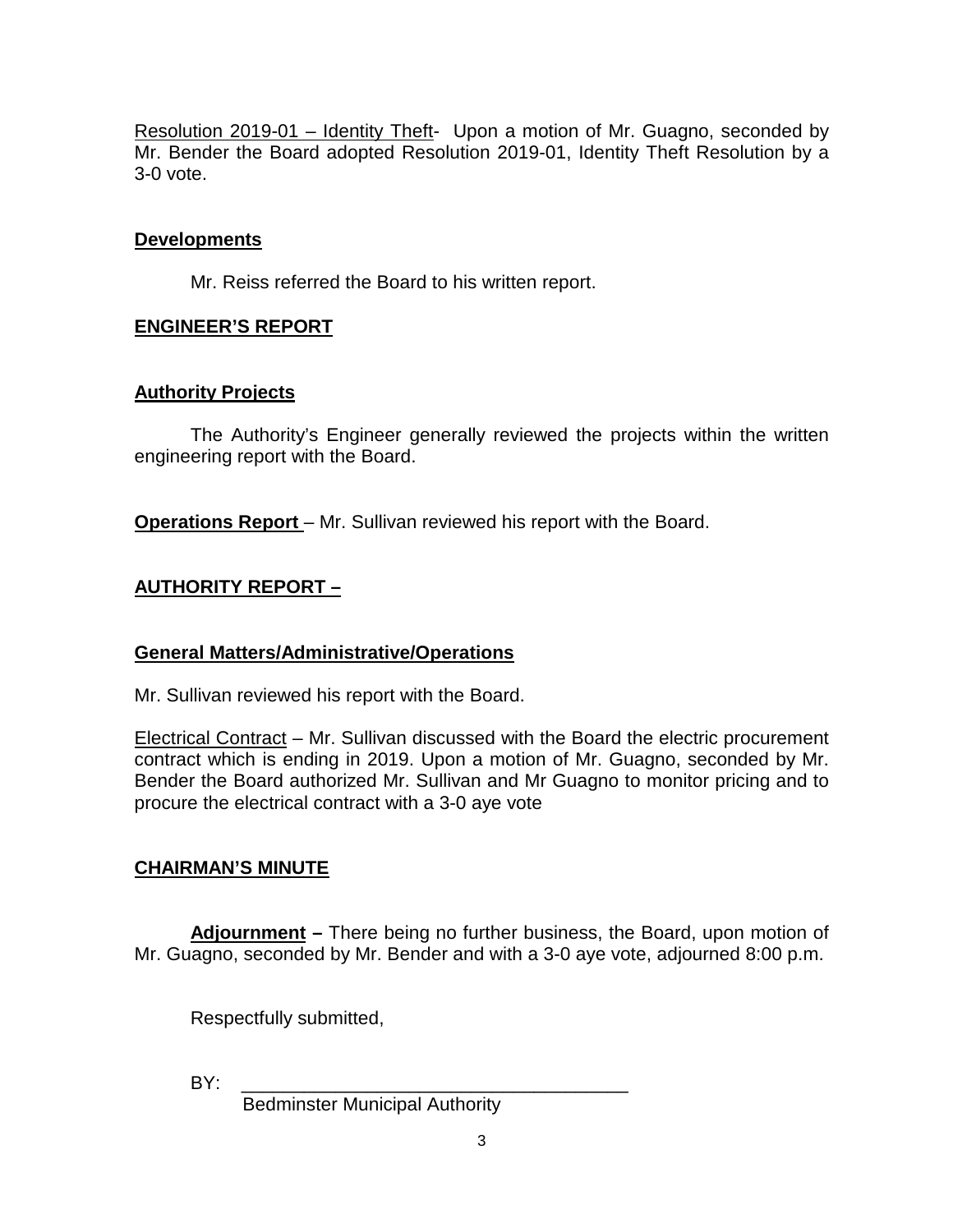Resolution 2019-01 – Identity Theft- Upon a motion of Mr. Guagno, seconded by Mr. Bender the Board adopted Resolution 2019-01, Identity Theft Resolution by a 3-0 vote.

**Developments**

Mr. Reiss referred the Board to his written report.

## ENGINEER'S REPORT

**Authority Projects**

The Authority's Engineer generally reviewed the projects within the written engineering report with the Board.

**Operations Report** – Mr. Sullivan reviewed his report with the Board.

## AUTHORITY REPORT –

**General Matters/Administrative/Operations**

Mr. Sullivan reviewed his report with the Board.

Electrical Contract – Mr. Sullivan discussed with the Board the electric procurement contract which is ending in 2019. Upon a motion of Mr. Guagno, seconded by Mr. Bender the Board authorized Mr. Sullivan and Mr Guagno to monitor pricing and to procure the electrical contract with a 3-0 aye vote

## CHAIRMAN'S MINUTE

**Adjournment –** There being no further business, the Board, upon motion of Mr. Guagno, seconded by Mr. Bender and with a 3-0 aye vote, adjourned 8:00 p.m.

Respectfully submitted,

BY: ______________________________________
Bedminster Municipal Authority